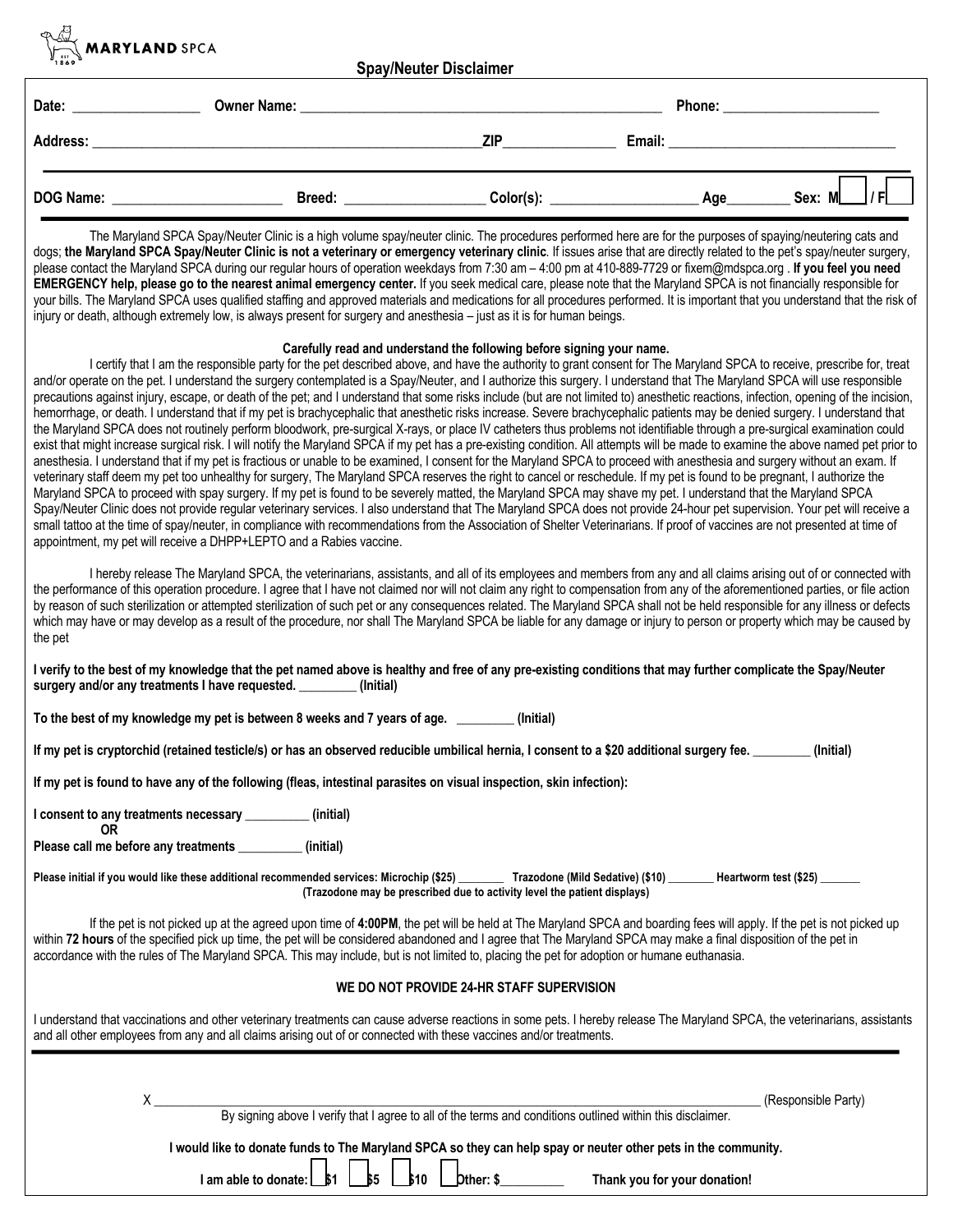MARYLAND SPCA

# Spay/Neuter Disclaimer

Date: ________________ Owner Name: ________________________________________________ Phone: ____________________

Address: ____________________________________________________ ZIP______________ Email: ______________________________

DOG Name: ______________________ Breed: __________________ Color(s): ___________________ Age________ Sex: M☐ / F☐

The Maryland SPCA Spay/Neuter Clinic is a high volume spay/neuter clinic. The procedures performed here are for the purposes of spaying/neutering cats and dogs; **the Maryland SPCA Spay/Neuter Clinic is not a veterinary or emergency veterinary clinic**. If issues arise that are directly related to the pet's spay/neuter surgery, please contact the Maryland SPCA during our regular hours of operation weekdays from 7:30 am – 4:00 pm at 410-889-7729 or fixem@mdspca.org . **If you feel you need EMERGENCY help, please go to the nearest animal emergency center.** If you seek medical care, please note that the Maryland SPCA is not financially responsible for your bills. The Maryland SPCA uses qualified staffing and approved materials and medications for all procedures performed. It is important that you understand that the risk of injury or death, although extremely low, is always present for surgery and anesthesia – just as it is for human beings.

**Carefully read and understand the following before signing your name.**

I certify that I am the responsible party for the pet described above, and have the authority to grant consent for The Maryland SPCA to receive, prescribe for, treat and/or operate on the pet. I understand the surgery contemplated is a Spay/Neuter, and I authorize this surgery. I understand that The Maryland SPCA will use responsible precautions against injury, escape, or death of the pet; and I understand that some risks include (but are not limited to) anesthetic reactions, infection, opening of the incision, hemorrhage, or death. I understand that if my pet is brachycephalic that anesthetic risks increase. Severe brachycephalic patients may be denied surgery. I understand that the Maryland SPCA does not routinely perform bloodwork, pre-surgical X-rays, or place IV catheters thus problems not identifiable through a pre-surgical examination could exist that might increase surgical risk. I will notify the Maryland SPCA if my pet has a pre-existing condition. All attempts will be made to examine the above named pet prior to anesthesia. I understand that if my pet is fractious or unable to be examined, I consent for the Maryland SPCA to proceed with anesthesia and surgery without an exam. If veterinary staff deem my pet too unhealthy for surgery, The Maryland SPCA reserves the right to cancel or reschedule. If my pet is found to be pregnant, I authorize the Maryland SPCA to proceed with spay surgery. If my pet is found to be severely matted, the Maryland SPCA may shave my pet. I understand that the Maryland SPCA Spay/Neuter Clinic does not provide regular veterinary services. I also understand that The Maryland SPCA does not provide 24-hour pet supervision. Your pet will receive a small tattoo at the time of spay/neuter, in compliance with recommendations from the Association of Shelter Veterinarians. If proof of vaccines are not presented at time of appointment, my pet will receive a DHPP+LEPTO and a Rabies vaccine.

I hereby release The Maryland SPCA, the veterinarians, assistants, and all of its employees and members from any and all claims arising out of or connected with the performance of this operation procedure. I agree that I have not claimed nor will not claim any right to compensation from any of the aforementioned parties, or file action by reason of such sterilization or attempted sterilization of such pet or any consequences related. The Maryland SPCA shall not be held responsible for any illness or defects which may have or may develop as a result of the procedure, nor shall The Maryland SPCA be liable for any damage or injury to person or property which may be caused by the pet

**I verify to the best of my knowledge that the pet named above is healthy and free of any pre-existing conditions that may further complicate the Spay/Neuter surgery and/or any treatments I have requested. _________ (Initial)**

**To the best of my knowledge my pet is between 8 weeks and 7 years of age. _________ (Initial)**

**If my pet is cryptorchid (retained testicle/s) or has an observed reducible umbilical hernia, I consent to a $20 additional surgery fee. _________ (Initial)**

**If my pet is found to have any of the following (fleas, intestinal parasites on visual inspection, skin infection):**

**I consent to any treatments necessary __________ (initial)**
**OR**
**Please call me before any treatments __________ (initial)**

**Please initial if you would like these additional recommended services: Microchip ($25) ________ Trazodone (Mild Sedative) ($10) ________ Heartworm test ($25) _______**
**(Trazodone may be prescribed due to activity level the patient displays)**

If the pet is not picked up at the agreed upon time of **4:00PM**, the pet will be held at The Maryland SPCA and boarding fees will apply. If the pet is not picked up within **72 hours** of the specified pick up time, the pet will be considered abandoned and I agree that The Maryland SPCA may make a final disposition of the pet in accordance with the rules of The Maryland SPCA. This may include, but is not limited to, placing the pet for adoption or humane euthanasia.

**WE DO NOT PROVIDE 24-HR STAFF SUPERVISION**

I understand that vaccinations and other veterinary treatments can cause adverse reactions in some pets. I hereby release The Maryland SPCA, the veterinarians, assistants and all other employees from any and all claims arising out of or connected with these vaccines and/or treatments.

X ____________________________________________________________________________ (Responsible Party)

By signing above I verify that I agree to all of the terms and conditions outlined within this disclaimer.

**I would like to donate funds to The Maryland SPCA so they can help spay or neuter other pets in the community.**

**I am able to donate: ☐ $1 ☐ $5 ☐ $10 ☐ Other: $__________ Thank you for your donation!**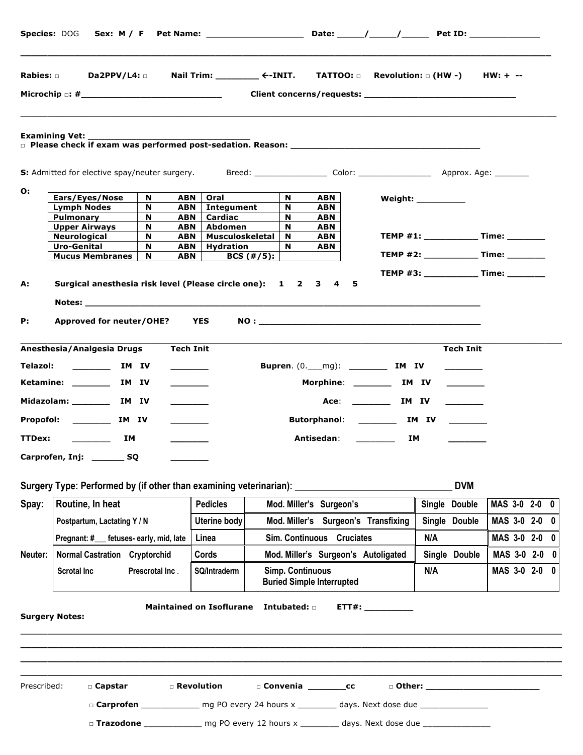**Species:** DOG **Sex: M / F** **Pet Name:** ____________________ **Date:** _____/_____/_____ **Pet ID:** ______________

---

**Rabies:** □ **Da2PPV/L4:** □ **Nail Trim:** ________ ←-**INIT.** **TATTOO:** □ **Revolution:** □ **(HW -)** **HW: + --**

**Microchip** □: #____________________________ **Client concerns/requests:** ______________________________

---

**Examining Vet:** _______________________________

□ **Please check if exam was performed post-sedation. Reason:** ______________________________________

**S:** Admitted for elective spay/neuter surgery. Breed: _______________ Color: _______________ Approx. Age: _______

**O:**

| | | | | | |
|---|---|---|---|---|---|
| **Ears/Eyes/Nose** | **N** | **ABN** | **Oral** | **N** | **ABN** |
| **Lymph Nodes** | **N** | **ABN** | **Integument** | **N** | **ABN** |
| **Pulmonary** | **N** | **ABN** | **Cardiac** | **N** | **ABN** |
| **Upper Airways** | **N** | **ABN** | **Abdomen** | **N** | **ABN** |
| **Neurological** | **N** | **ABN** | **Musculoskeletal** | **N** | **ABN** |
| **Uro-Genital** | **N** | **ABN** | **Hydration** | **N** | **ABN** |
| **Mucus Membranes** | **N** | **ABN** | **BCS (#/5):** | | |

**Weight:** __________

**TEMP #1:** ___________ **Time:** ________

**TEMP #2:** ___________ **Time:** ________

**TEMP #3:** ___________ **Time:** ________

**A:** **Surgical anesthesia risk level (Please circle one): 1 2 3 4 5**

**Notes:** ________________________________________________________________________________

**P:** **Approved for neuter/OHE? YES NO :** _____________________________________________

---

| **Anesthesia/Analgesia Drugs** | | **Tech Init** | | | **Tech Init** |
|---|---|---|---|---|---|
| **Telazol:** _______ | **IM IV** | _______ | **Bupren**. (0.___mg): _______ | **IM IV** | _______ |
| **Ketamine:** _______ | **IM IV** | _______ | **Morphine**: _______ | **IM IV** | _______ |
| **Midazolam:** _______ | **IM IV** | _______ | **Ace**: _______ | **IM IV** | _______ |
| **Propofol:** _______ | **IM IV** | _______ | **Butorphanol**: _______ | **IM IV** | _______ |
| **TTDex:** _______ | **IM** | _______ | **Antisedan**: _______ | **IM** | _______ |
| **Carprofen, Inj:** _______ | **SQ** | _______ | | | |

**Surgery Type: Performed by (if other than examining veterinarian):** ____________________________ **DVM**

| | | | | | |
|---|---|---|---|---|---|
| **Spay:** | **Routine, In heat** | **Pedicles** | **Mod. Miller's Surgeon's** | **Single Double** | **MAS 3-0 2-0 0** |
| | **Postpartum, Lactating Y / N** | **Uterine body** | **Mod. Miller's Surgeon's Transfixing** | **Single Double** | **MAS 3-0 2-0 0** |
| | **Pregnant: #___ fetuses- early, mid, late** | **Linea** | **Sim. Continuous Cruciates** | **N/A** | **MAS 3-0 2-0 0** |
| **Neuter:** | **Normal Castration Cryptorchid** | **Cords** | **Mod. Miller's Surgeon's Autoligated** | **Single Double** | **MAS 3-0 2-0 0** |
| | **Scrotal Inc Prescrotal Inc** . | **SQ/Intraderm** | **Simp. Continuous Buried Simple Interrupted** | **N/A** | **MAS 3-0 2-0 0** |

**Maintained on Isoflurane** **Intubated:** □ **ETT#:** __________

**Surgery Notes:**

______________________________________________________________________________________________

______________________________________________________________________________________________

______________________________________________________________________________________________

______________________________________________________________________________________________

Prescribed: □ **Capstar** □ **Revolution** □ **Convenia** ________**cc** □ **Other:** _______________________

□ **Carprofen** ____________ mg PO every 24 hours x ________ days. Next dose due ______________

□ **Trazodone** ____________ mg PO every 12 hours x ________ days. Next dose due ______________